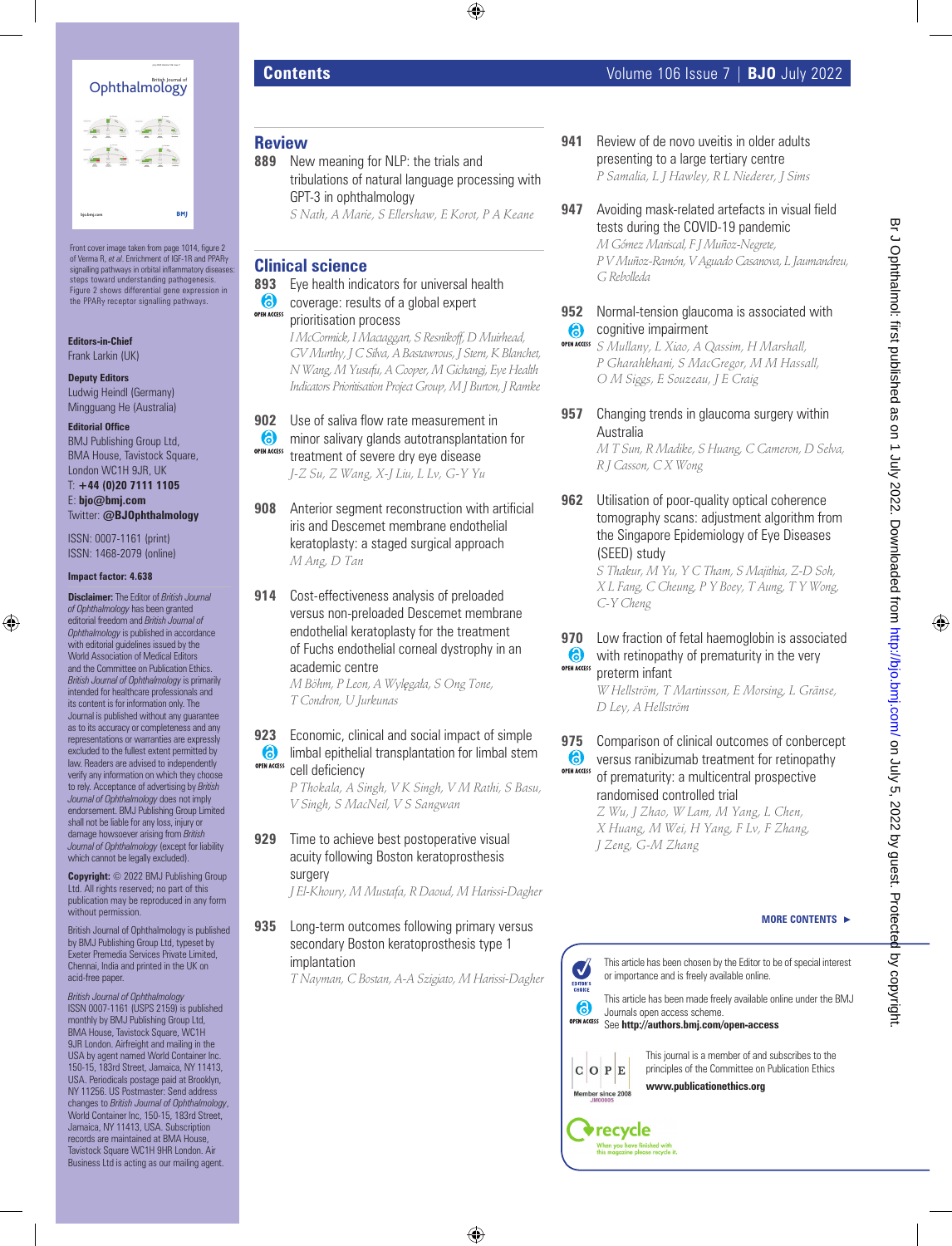# Contents

Volume 106 Issue 7 | **BJO** July 2022

Front cover image taken from page 1014, figure 2 of Verma R, *et al*. Enrichment of IGF-1R and PPARγ signalling pathways in orbital inflammatory diseases: steps toward understanding pathogenesis. Figure 2 shows differential gene expression in the PPARγ receptor signalling pathways.

**Editors-in-Chief**
Frank Larkin (UK)

**Deputy Editors**
Ludwig Heindl (Germany)
Mingguang He (Australia)

**Editorial Office**
BMJ Publishing Group Ltd, BMA House, Tavistock Square, London WC1H 9JR, UK
T: **+44 (0)20 7111 1105**
E: **bjo@bmj.com**
Twitter: **@BJOphthalmology**

ISSN: 0007-1161 (print)
ISSN: 1468-2079 (online)

**Impact factor: 4.638**

**Disclaimer:** The Editor of *British Journal of Ophthalmology* has been granted editorial freedom and *British Journal of Ophthalmology* is published in accordance with editorial guidelines issued by the World Association of Medical Editors and the Committee on Publication Ethics. *British Journal of Ophthalmology* is primarily intended for healthcare professionals and its content is for information only. The Journal is published without any guarantee as to its accuracy or completeness and any representations or warranties are expressly excluded to the fullest extent permitted by law. Readers are advised to independently verify any information on which they choose to rely. Acceptance of advertising by *British Journal of Ophthalmology* does not imply endorsement. BMJ Publishing Group Limited shall not be liable for any loss, injury or damage howsoever arising from *British Journal of Ophthalmology* (except for liability which cannot be legally excluded).

**Copyright:** © 2022 BMJ Publishing Group Ltd. All rights reserved; no part of this publication may be reproduced in any form without permission.

British Journal of Ophthalmology is published by BMJ Publishing Group Ltd, typeset by Exeter Premedia Services Private Limited, Chennai, India and printed in the UK on acid-free paper.

*British Journal of Ophthalmology* ISSN 0007-1161 (USPS 2159) is published monthly by BMJ Publishing Group Ltd, BMA House, Tavistock Square, WC1H 9JR London. Airfreight and mailing in the USA by agent named World Container Inc. 150-15, 183rd Street, Jamaica, NY 11413, USA. Periodicals postage paid at Brooklyn, NY 11256. US Postmaster: Send address changes to *British Journal of Ophthalmology*, World Container Inc, 150-15, 183rd Street, Jamaica, NY 11413, USA. Subscription records are maintained at BMA House, Tavistock Square WC1H 9HR London. Air Business Ltd is acting as our mailing agent.

## Review

**889** New meaning for NLP: the trials and tribulations of natural language processing with GPT-3 in ophthalmology
*S Nath, A Marie, S Ellershaw, E Korot, P A Keane*

## Clinical science

**893** Eye health indicators for universal health coverage: results of a global expert prioritisation process (OPEN ACCESS)
*I McCormick, I Mactaggart, S Resnikoff, D Muirhead, GV Murthy, J C Silva, A Bastawrous, J Stern, K Blanchet, N Wang, M Yusufu, A Cooper, M Gichangi, Eye Health Indicators Prioritisation Project Group, M J Burton, J Ramke*

**902** Use of saliva flow rate measurement in minor salivary glands autotransplantation for treatment of severe dry eye disease (OPEN ACCESS)
*J-Z Su, Z Wang, X-J Liu, L Lv, G-Y Yu*

**908** Anterior segment reconstruction with artificial iris and Descemet membrane endothelial keratoplasty: a staged surgical approach
*M Ang, D Tan*

**914** Cost-effectiveness analysis of preloaded versus non-preloaded Descemet membrane endothelial keratoplasty for the treatment of Fuchs endothelial corneal dystrophy in an academic centre
*M Böhm, P Leon, A Wylęgała, S Ong Tone, T Condron, U Jurkunas*

**923** Economic, clinical and social impact of simple limbal epithelial transplantation for limbal stem cell deficiency (OPEN ACCESS)
*P Thokala, A Singh, V K Singh, V M Rathi, S Basu, V Singh, S MacNeil, V S Sangwan*

**929** Time to achieve best postoperative visual acuity following Boston keratoprosthesis surgery
*J El-Khoury, M Mustafa, R Daoud, M Harissi-Dagher*

**935** Long-term outcomes following primary versus secondary Boston keratoprosthesis type 1 implantation
*T Nayman, C Bostan, A-A Szigiato, M Harissi-Dagher*

**941** Review of de novo uveitis in older adults presenting to a large tertiary centre
*P Samalia, L J Hawley, R L Niederer, J Sims*

**947** Avoiding mask-related artefacts in visual field tests during the COVID-19 pandemic
*M Gómez Mariscal, F J Muñoz-Negrete, P V Muñoz-Ramón, V Aguado Casanova, L Jaumandreu, G Rebolleda*

**952** Normal-tension glaucoma is associated with cognitive impairment (OPEN ACCESS)
*S Mullany, L Xiao, A Qassim, H Marshall, P Gharahkhani, S MacGregor, M M Hassall, O M Siggs, E Souzeau, J E Craig*

**957** Changing trends in glaucoma surgery within Australia
*M T Sun, R Madike, S Huang, C Cameron, D Selva, R J Casson, C X Wong*

**962** Utilisation of poor-quality optical coherence tomography scans: adjustment algorithm from the Singapore Epidemiology of Eye Diseases (SEED) study
*S Thakur, M Yu, Y C Tham, S Majithia, Z-D Soh, X L Fang, C Cheung, P Y Boey, T Aung, T Y Wong, C-Y Cheng*

**970** Low fraction of fetal haemoglobin is associated with retinopathy of prematurity in the very preterm infant (OPEN ACCESS)
*W Hellström, T Martinsson, E Morsing, L Gränse, D Ley, A Hellström*

**975** Comparison of clinical outcomes of conbercept versus ranibizumab treatment for retinopathy of prematurity: a multicentral prospective randomised controlled trial (OPEN ACCESS)
*Z Wu, J Zhao, W Lam, M Yang, L Chen, X Huang, M Wei, H Yang, F Lv, F Zhang, J Zeng, G-M Zhang*

**MORE CONTENTS ►**

EDITOR'S CHOICE: This article has been chosen by the Editor to be of special interest or importance and is freely available online.

OPEN ACCESS: This article has been made freely available online under the BMJ Journals open access scheme.
See **http://authors.bmj.com/open-access**

COPE — Member since 2008 JM00005: This journal is a member of and subscribes to the principles of the Committee on Publication Ethics
**www.publicationethics.org**

recycle — When you have finished with this magazine please recycle it.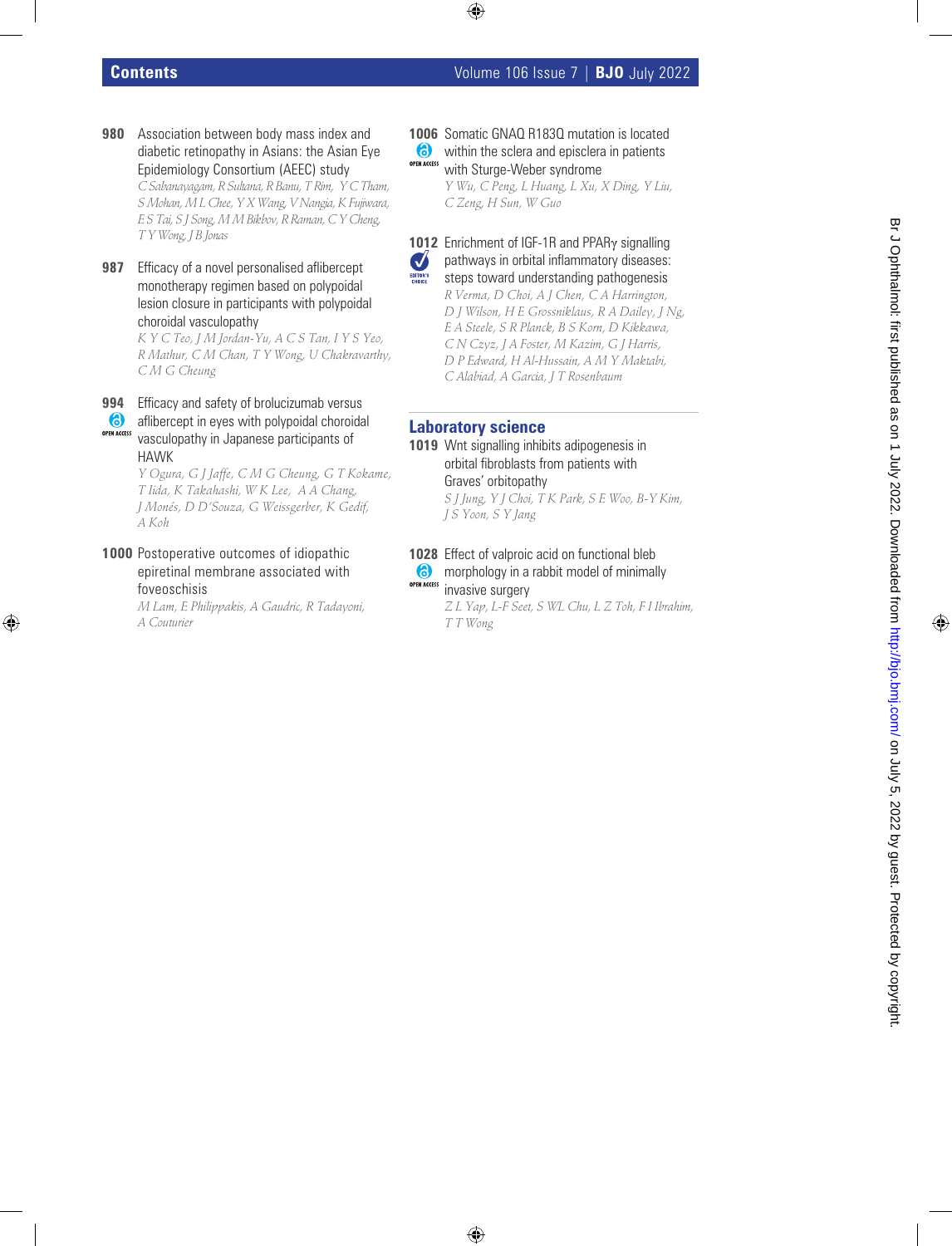**980** Association between body mass index and diabetic retinopathy in Asians: the Asian Eye Epidemiology Consortium (AEEC) study

*C Sabanayagam, R Sultana, R Banu, T Rim, Y C Tham, S Mohan, M L Chee, Y X Wang, V Nangia, K Fujiwara, E S Tai, S J Song, M M Bikbov, R Raman, C Y Cheng, T Y Wong, J B Jonas*

**987** Efficacy of a novel personalised aflibercept monotherapy regimen based on polypoidal lesion closure in participants with polypoidal choroidal vasculopathy

*K Y C Teo, J M Jordan-Yu, A C S Tan, I Y S Yeo, R Mathur, C M Chan, T Y Wong, U Chakravarthy, C M G Cheung*

**994** Efficacy and safety of brolucizumab versus aflibercept in eyes with polypoidal choroidal vasculopathy in Japanese participants of HAWK

OPEN ACCESS

*Y Ogura, G J Jaffe, C M G Cheung, G T Kokame, T Iida, K Takahashi, W K Lee, A A Chang, J Monés, D D'Souza, G Weissgerber, K Gedif, A Koh*

**1000** Postoperative outcomes of idiopathic epiretinal membrane associated with foveoschisis

*M Lam, E Philippakis, A Gaudric, R Tadayoni, A Couturier*

**1006** Somatic GNAQ R183Q mutation is located within the sclera and episclera in patients with Sturge-Weber syndrome

OPEN ACCESS

*Y Wu, C Peng, L Huang, L Xu, X Ding, Y Liu, C Zeng, H Sun, W Guo*

**1012** Enrichment of IGF-1R and PPARγ signalling pathways in orbital inflammatory diseases: steps toward understanding pathogenesis

EDITOR'S CHOICE

*R Verma, D Choi, A J Chen, C A Harrington, D J Wilson, H E Grossniklaus, R A Dailey, J Ng, E A Steele, S R Planck, B S Korn, D Kikkawa, C N Czyz, J A Foster, M Kazim, G J Harris, D P Edward, H Al-Hussain, A M Y Maktabi, C Alabiad, A Garcia, J T Rosenbaum*

## Laboratory science

**1019** Wnt signalling inhibits adipogenesis in orbital fibroblasts from patients with Graves' orbitopathy

*S J Jung, Y J Choi, T K Park, S E Woo, B-Y Kim, J S Yoon, S Y Jang*

**1028** Effect of valproic acid on functional bleb morphology in a rabbit model of minimally invasive surgery

OPEN ACCESS

*Z L Yap, L-F Seet, S WL Chu, L Z Toh, F I Ibrahim, T T Wong*